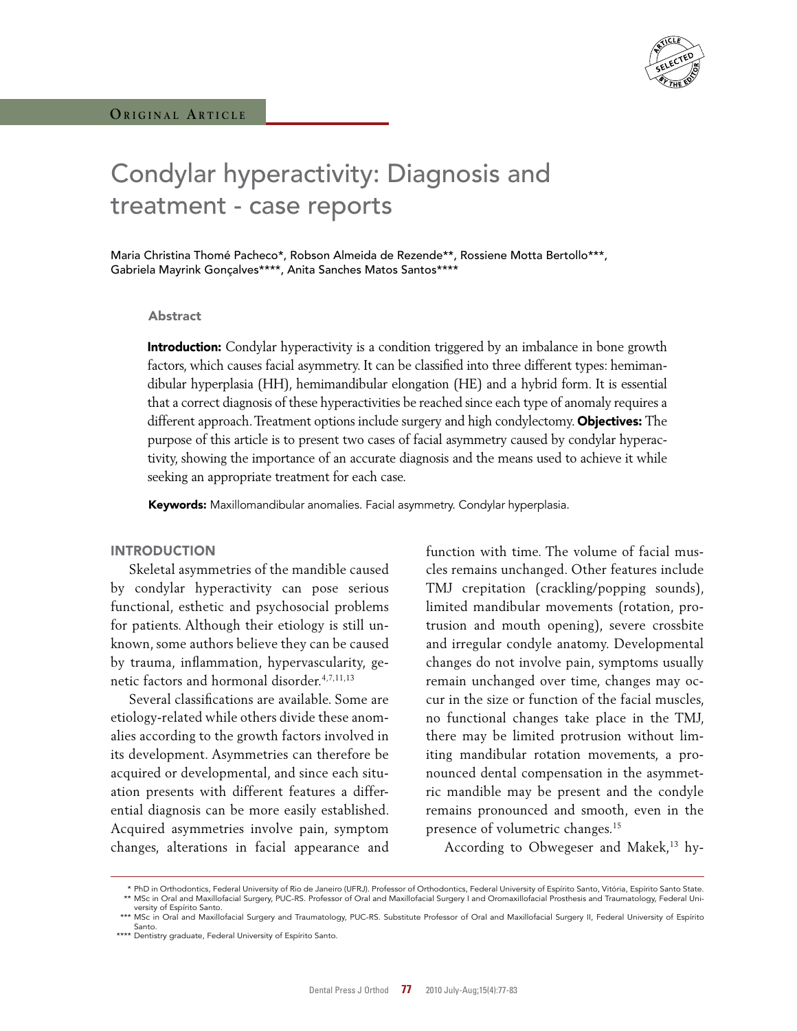ORIGINAL ARTICLE

# Condylar hyperactivity: Diagnosis and treatment - case reports

Maria Christina Thomé Pacheco*, Robson Almeida de Rezende**, Rossiene Motta Bertollo***, Gabriela Mayrink Gonçalves****, Anita Sanches Matos Santos****

### Abstract

**Introduction:** Condylar hyperactivity is a condition triggered by an imbalance in bone growth factors, which causes facial asymmetry. It can be classified into three different types: hemimandibular hyperplasia (HH), hemimandibular elongation (HE) and a hybrid form. It is essential that a correct diagnosis of these hyperactivities be reached since each type of anomaly requires a different approach. Treatment options include surgery and high condylectomy. **Objectives:** The purpose of this article is to present two cases of facial asymmetry caused by condylar hyperactivity, showing the importance of an accurate diagnosis and the means used to achieve it while seeking an appropriate treatment for each case.

**Keywords:** Maxillomandibular anomalies. Facial asymmetry. Condylar hyperplasia.

## INTRODUCTION

Skeletal asymmetries of the mandible caused by condylar hyperactivity can pose serious functional, esthetic and psychosocial problems for patients. Although their etiology is still unknown, some authors believe they can be caused by trauma, inflammation, hypervascularity, genetic factors and hormonal disorder.[4,7,11,13]

Several classifications are available. Some are etiology-related while others divide these anomalies according to the growth factors involved in its development. Asymmetries can therefore be acquired or developmental, and since each situation presents with different features a differential diagnosis can be more easily established. Acquired asymmetries involve pain, symptom changes, alterations in facial appearance and function with time. The volume of facial muscles remains unchanged. Other features include TMJ crepitation (crackling/popping sounds), limited mandibular movements (rotation, protrusion and mouth opening), severe crossbite and irregular condyle anatomy. Developmental changes do not involve pain, symptoms usually remain unchanged over time, changes may occur in the size or function of the facial muscles, no functional changes take place in the TMJ, there may be limited protrusion without limiting mandibular rotation movements, a pronounced dental compensation in the asymmetric mandible may be present and the condyle remains pronounced and smooth, even in the presence of volumetric changes.[15]

According to Obwegeser and Makek,[13] hy-

\* PhD in Orthodontics, Federal University of Rio de Janeiro (UFRJ). Professor of Orthodontics, Federal University of Espírito Santo, Vitória, Espírito Santo State.
\*\* MSc in Oral and Maxillofacial Surgery, PUC-RS. Professor of Oral and Maxillofacial Surgery I and Oromaxillofacial Prosthesis and Traumatology, Federal University of Espírito Santo.
\*\*\* MSc in Oral and Maxillofacial Surgery and Traumatology, PUC-RS. Substitute Professor of Oral and Maxillofacial Surgery II, Federal University of Espírito Santo.
\*\*\*\* Dentistry graduate, Federal University of Espírito Santo.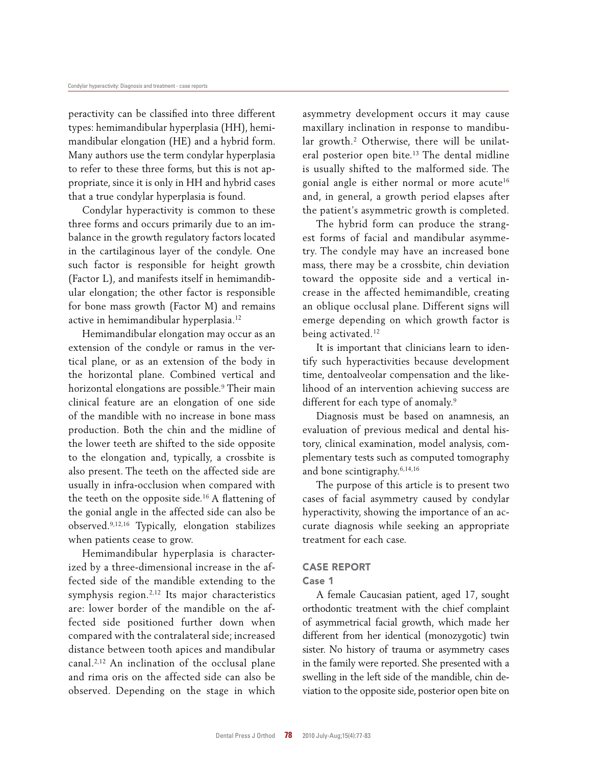peractivity can be classified into three different types: hemimandibular hyperplasia (HH), hemimandibular elongation (HE) and a hybrid form. Many authors use the term condylar hyperplasia to refer to these three forms, but this is not appropriate, since it is only in HH and hybrid cases that a true condylar hyperplasia is found.

Condylar hyperactivity is common to these three forms and occurs primarily due to an imbalance in the growth regulatory factors located in the cartilaginous layer of the condyle. One such factor is responsible for height growth (Factor L), and manifests itself in hemimandibular elongation; the other factor is responsible for bone mass growth (Factor M) and remains active in hemimandibular hyperplasia.[12]

Hemimandibular elongation may occur as an extension of the condyle or ramus in the vertical plane, or as an extension of the body in the horizontal plane. Combined vertical and horizontal elongations are possible.[9] Their main clinical feature are an elongation of one side of the mandible with no increase in bone mass production. Both the chin and the midline of the lower teeth are shifted to the side opposite to the elongation and, typically, a crossbite is also present. The teeth on the affected side are usually in infra-occlusion when compared with the teeth on the opposite side.[16] A flattening of the gonial angle in the affected side can also be observed.[9,12,16] Typically, elongation stabilizes when patients cease to grow.

Hemimandibular hyperplasia is characterized by a three-dimensional increase in the affected side of the mandible extending to the symphysis region.[2,12] Its major characteristics are: lower border of the mandible on the affected side positioned further down when compared with the contralateral side; increased distance between tooth apices and mandibular canal.[2,12] An inclination of the occlusal plane and rima oris on the affected side can also be observed. Depending on the stage in which asymmetry development occurs it may cause maxillary inclination in response to mandibular growth.[2] Otherwise, there will be unilateral posterior open bite.[13] The dental midline is usually shifted to the malformed side. The gonial angle is either normal or more acute[16] and, in general, a growth period elapses after the patient's asymmetric growth is completed.

The hybrid form can produce the strangest forms of facial and mandibular asymmetry. The condyle may have an increased bone mass, there may be a crossbite, chin deviation toward the opposite side and a vertical increase in the affected hemimandible, creating an oblique occlusal plane. Different signs will emerge depending on which growth factor is being activated.[12]

It is important that clinicians learn to identify such hyperactivities because development time, dentoalveolar compensation and the likelihood of an intervention achieving success are different for each type of anomaly.[9]

Diagnosis must be based on anamnesis, an evaluation of previous medical and dental history, clinical examination, model analysis, complementary tests such as computed tomography and bone scintigraphy.[6,14,16]

The purpose of this article is to present two cases of facial asymmetry caused by condylar hyperactivity, showing the importance of an accurate diagnosis while seeking an appropriate treatment for each case.

## CASE REPORT

### Case 1

A female Caucasian patient, aged 17, sought orthodontic treatment with the chief complaint of asymmetrical facial growth, which made her different from her identical (monozygotic) twin sister. No history of trauma or asymmetry cases in the family were reported. She presented with a swelling in the left side of the mandible, chin deviation to the opposite side, posterior open bite on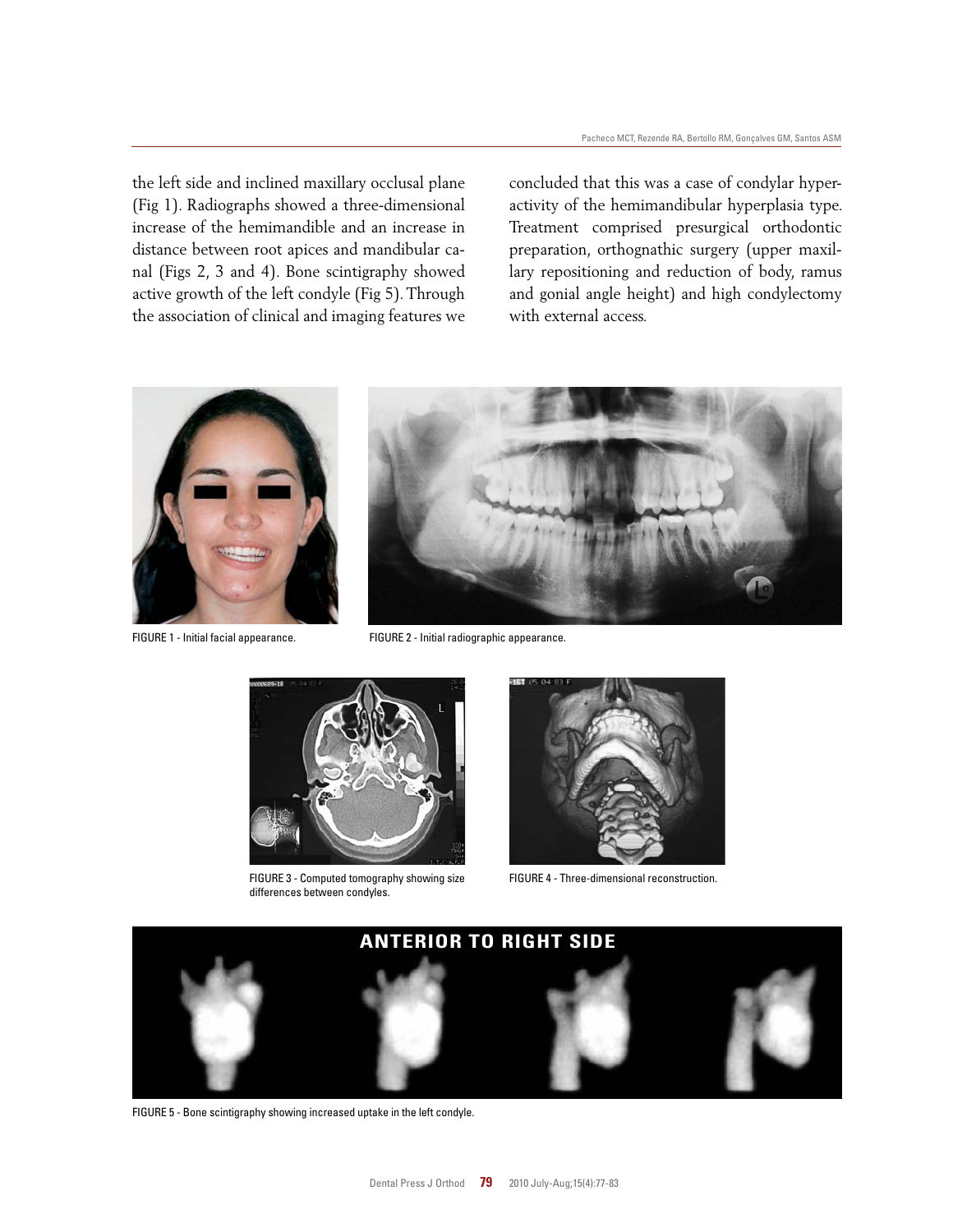the left side and inclined maxillary occlusal plane (Fig 1). Radiographs showed a three-dimensional increase of the hemimandible and an increase in distance between root apices and mandibular canal (Figs 2, 3 and 4). Bone scintigraphy showed active growth of the left condyle (Fig 5). Through the association of clinical and imaging features we concluded that this was a case of condylar hyperactivity of the hemimandibular hyperplasia type. Treatment comprised presurgical orthodontic preparation, orthognathic surgery (upper maxillary repositioning and reduction of body, ramus and gonial angle height) and high condylectomy with external access.

FIGURE 1 - Initial facial appearance.

FIGURE 2 - Initial radiographic appearance.

FIGURE 3 - Computed tomography showing size differences between condyles.

FIGURE 4 - Three-dimensional reconstruction.

ANTERIOR TO RIGHT SIDE

FIGURE 5 - Bone scintigraphy showing increased uptake in the left condyle.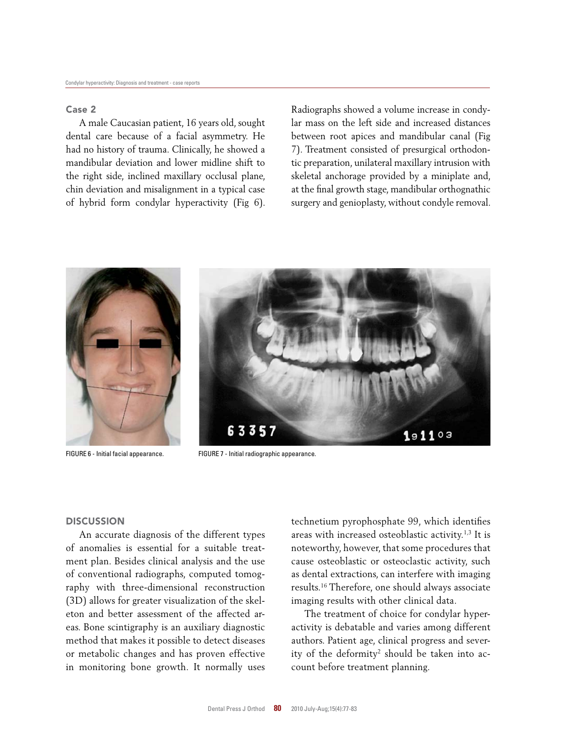## Case 2

A male Caucasian patient, 16 years old, sought dental care because of a facial asymmetry. He had no history of trauma. Clinically, he showed a mandibular deviation and lower midline shift to the right side, inclined maxillary occlusal plane, chin deviation and misalignment in a typical case of hybrid form condylar hyperactivity (Fig 6). Radiographs showed a volume increase in condylar mass on the left side and increased distances between root apices and mandibular canal (Fig 7). Treatment consisted of presurgical orthodontic preparation, unilateral maxillary intrusion with skeletal anchorage provided by a miniplate and, at the final growth stage, mandibular orthognathic surgery and genioplasty, without condyle removal.

FIGURE 6 - Initial facial appearance.

FIGURE 7 - Initial radiographic appearance.

## DISCUSSION

An accurate diagnosis of the different types of anomalies is essential for a suitable treatment plan. Besides clinical analysis and the use of conventional radiographs, computed tomography with three-dimensional reconstruction (3D) allows for greater visualization of the skeleton and better assessment of the affected areas. Bone scintigraphy is an auxiliary diagnostic method that makes it possible to detect diseases or metabolic changes and has proven effective in monitoring bone growth. It normally uses technetium pyrophosphate 99, which identifies areas with increased osteoblastic activity.[1,3] It is noteworthy, however, that some procedures that cause osteoblastic or osteoclastic activity, such as dental extractions, can interfere with imaging results.[16] Therefore, one should always associate imaging results with other clinical data.

The treatment of choice for condylar hyperactivity is debatable and varies among different authors. Patient age, clinical progress and severity of the deformity[2] should be taken into account before treatment planning.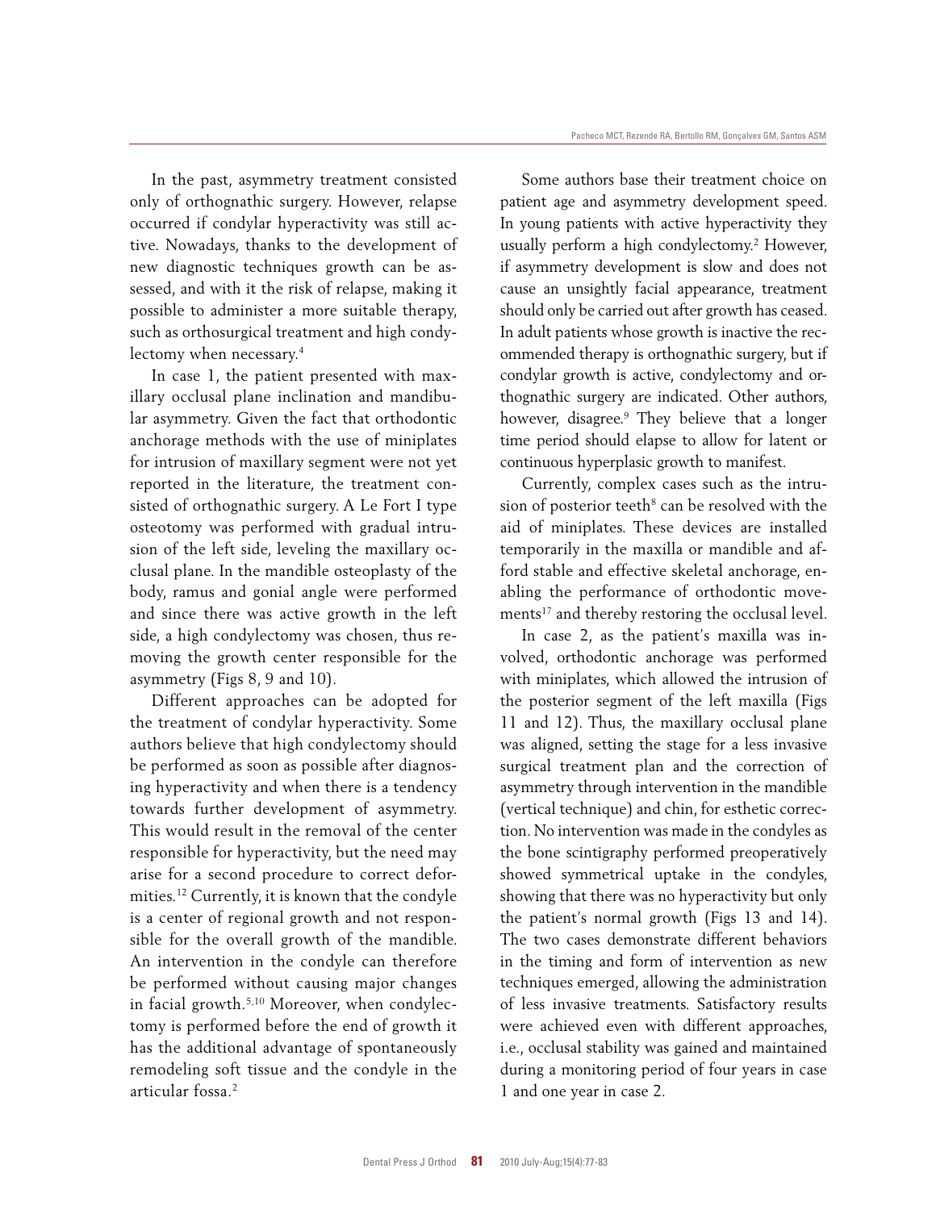In the past, asymmetry treatment consisted only of orthognathic surgery. However, relapse occurred if condylar hyperactivity was still active. Nowadays, thanks to the development of new diagnostic techniques growth can be assessed, and with it the risk of relapse, making it possible to administer a more suitable therapy, such as orthosurgical treatment and high condylectomy when necessary.[4]

In case 1, the patient presented with maxillary occlusal plane inclination and mandibular asymmetry. Given the fact that orthodontic anchorage methods with the use of miniplates for intrusion of maxillary segment were not yet reported in the literature, the treatment consisted of orthognathic surgery. A Le Fort I type osteotomy was performed with gradual intrusion of the left side, leveling the maxillary occlusal plane. In the mandible osteoplasty of the body, ramus and gonial angle were performed and since there was active growth in the left side, a high condylectomy was chosen, thus removing the growth center responsible for the asymmetry (Figs 8, 9 and 10).

Different approaches can be adopted for the treatment of condylar hyperactivity. Some authors believe that high condylectomy should be performed as soon as possible after diagnosing hyperactivity and when there is a tendency towards further development of asymmetry. This would result in the removal of the center responsible for hyperactivity, but the need may arise for a second procedure to correct deformities.[12] Currently, it is known that the condyle is a center of regional growth and not responsible for the overall growth of the mandible. An intervention in the condyle can therefore be performed without causing major changes in facial growth.[5,10] Moreover, when condylectomy is performed before the end of growth it has the additional advantage of spontaneously remodeling soft tissue and the condyle in the articular fossa.[2]

Some authors base their treatment choice on patient age and asymmetry development speed. In young patients with active hyperactivity they usually perform a high condylectomy.[2] However, if asymmetry development is slow and does not cause an unsightly facial appearance, treatment should only be carried out after growth has ceased. In adult patients whose growth is inactive the recommended therapy is orthognathic surgery, but if condylar growth is active, condylectomy and orthognathic surgery are indicated. Other authors, however, disagree.[9] They believe that a longer time period should elapse to allow for latent or continuous hyperplasic growth to manifest.

Currently, complex cases such as the intrusion of posterior teeth[8] can be resolved with the aid of miniplates. These devices are installed temporarily in the maxilla or mandible and afford stable and effective skeletal anchorage, enabling the performance of orthodontic movements[17] and thereby restoring the occlusal level.

In case 2, as the patient's maxilla was involved, orthodontic anchorage was performed with miniplates, which allowed the intrusion of the posterior segment of the left maxilla (Figs 11 and 12). Thus, the maxillary occlusal plane was aligned, setting the stage for a less invasive surgical treatment plan and the correction of asymmetry through intervention in the mandible (vertical technique) and chin, for esthetic correction. No intervention was made in the condyles as the bone scintigraphy performed preoperatively showed symmetrical uptake in the condyles, showing that there was no hyperactivity but only the patient's normal growth (Figs 13 and 14). The two cases demonstrate different behaviors in the timing and form of intervention as new techniques emerged, allowing the administration of less invasive treatments. Satisfactory results were achieved even with different approaches, i.e., occlusal stability was gained and maintained during a monitoring period of four years in case 1 and one year in case 2.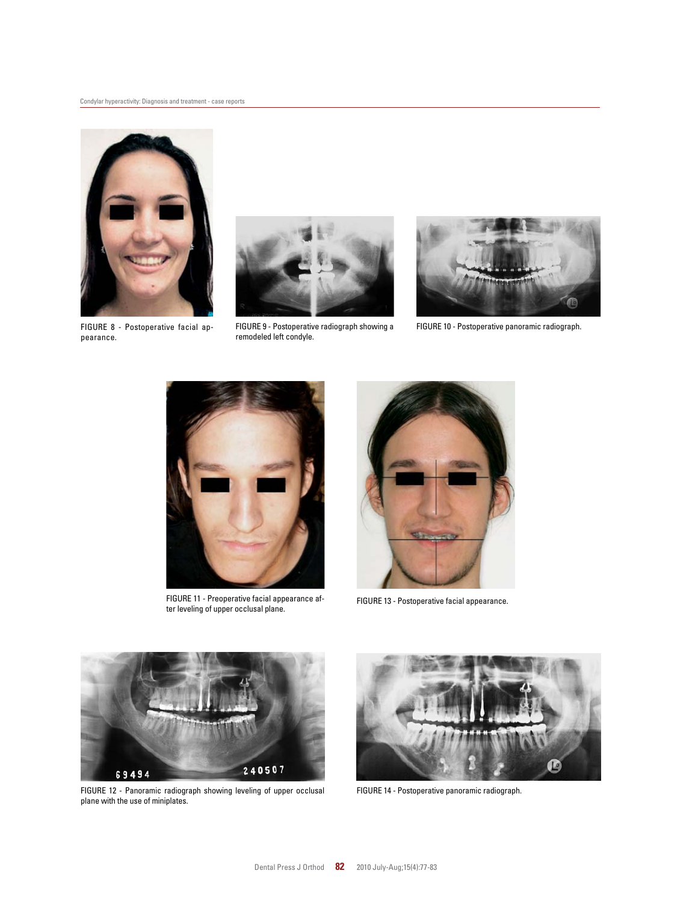FIGURE 8 - Postoperative facial appearance.

FIGURE 9 - Postoperative radiograph showing a remodeled left condyle.

FIGURE 10 - Postoperative panoramic radiograph.

FIGURE 11 - Preoperative facial appearance after leveling of upper occlusal plane.

FIGURE 13 - Postoperative facial appearance.

FIGURE 12 - Panoramic radiograph showing leveling of upper occlusal plane with the use of miniplates.

FIGURE 14 - Postoperative panoramic radiograph.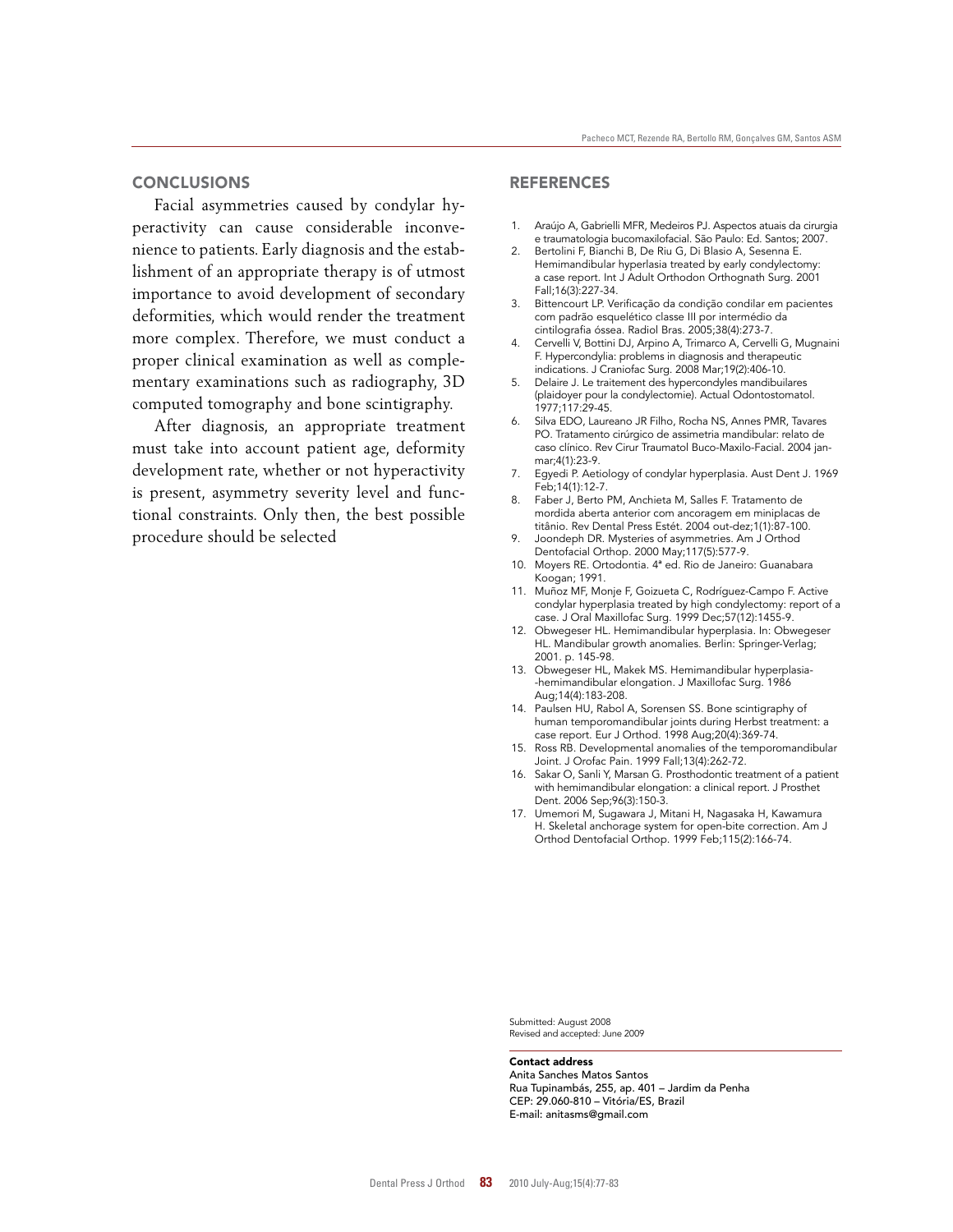## CONCLUSIONS

Facial asymmetries caused by condylar hyperactivity can cause considerable inconvenience to patients. Early diagnosis and the establishment of an appropriate therapy is of utmost importance to avoid development of secondary deformities, which would render the treatment more complex. Therefore, we must conduct a proper clinical examination as well as complementary examinations such as radiography, 3D computed tomography and bone scintigraphy.

After diagnosis, an appropriate treatment must take into account patient age, deformity development rate, whether or not hyperactivity is present, asymmetry severity level and functional constraints. Only then, the best possible procedure should be selected

## REFERENCES

1. Araújo A, Gabrielli MFR, Medeiros PJ. Aspectos atuais da cirurgia e traumatologia bucomaxilofacial. São Paulo: Ed. Santos; 2007.
2. Bertolini F, Bianchi B, De Riu G, Di Blasio A, Sesenna E. Hemimandibular hyperlasia treated by early condylectomy: a case report. Int J Adult Orthodon Orthognath Surg. 2001 Fall;16(3):227-34.
3. Bittencourt LP. Verificação da condição condilar em pacientes com padrão esquelético classe III por intermédio da cintilografia óssea. Radiol Bras. 2005;38(4):273-7.
4. Cervelli V, Bottini DJ, Arpino A, Trimarco A, Cervelli G, Mugnaini F. Hypercondylia: problems in diagnosis and therapeutic indications. J Craniofac Surg. 2008 Mar;19(2):406-10.
5. Delaire J. Le traitement des hypercondyles mandibuilares (plaidoyer pour la condylectomie). Actual Odontostomatol. 1977;117:29-45.
6. Silva EDO, Laureano JR Filho, Rocha NS, Annes PMR, Tavares PO. Tratamento cirúrgico de assimetria mandibular: relato de caso clínico. Rev Cirur Traumatol Buco-Maxilo-Facial. 2004 jan-mar;4(1):23-9.
7. Egyedi P. Aetiology of condylar hyperplasia. Aust Dent J. 1969 Feb;14(1):12-7.
8. Faber J, Berto PM, Anchieta M, Salles F. Tratamento de mordida aberta anterior com ancoragem em miniplacas de titânio. Rev Dental Press Estét. 2004 out-dez;1(1):87-100.
9. Joondeph DR. Mysteries of asymmetries. Am J Orthod Dentofacial Orthop. 2000 May;117(5):577-9.
10. Moyers RE. Ortodontia. 4ª ed. Rio de Janeiro: Guanabara Koogan; 1991.
11. Muñoz MF, Monje F, Goizueta C, Rodríguez-Campo F. Active condylar hyperplasia treated by high condylectomy: report of a case. J Oral Maxillofac Surg. 1999 Dec;57(12):1455-9.
12. Obwegeser HL. Hemimandibular hyperplasia. In: Obwegeser HL. Mandibular growth anomalies. Berlin: Springer-Verlag; 2001. p. 145-98.
13. Obwegeser HL, Makek MS. Hemimandibular hyperplasia--hemimandibular elongation. J Maxillofac Surg. 1986 Aug;14(4):183-208.
14. Paulsen HU, Rabol A, Sorensen SS. Bone scintigraphy of human temporomandibular joints during Herbst treatment: a case report. Eur J Orthod. 1998 Aug;20(4):369-74.
15. Ross RB. Developmental anomalies of the temporomandibular Joint. J Orofac Pain. 1999 Fall;13(4):262-72.
16. Sakar O, Sanli Y, Marsan G. Prosthodontic treatment of a patient with hemimandibular elongation: a clinical report. J Prosthet Dent. 2006 Sep;96(3):150-3.
17. Umemori M, Sugawara J, Mitani H, Nagasaka H, Kawamura H. Skeletal anchorage system for open-bite correction. Am J Orthod Dentofacial Orthop. 1999 Feb;115(2):166-74.

Submitted: August 2008
Revised and accepted: June 2009

**Contact address**
Anita Sanches Matos Santos
Rua Tupinambás, 255, ap. 401 – Jardim da Penha
CEP: 29.060-810 – Vitória/ES, Brazil
E-mail: anitasms@gmail.com